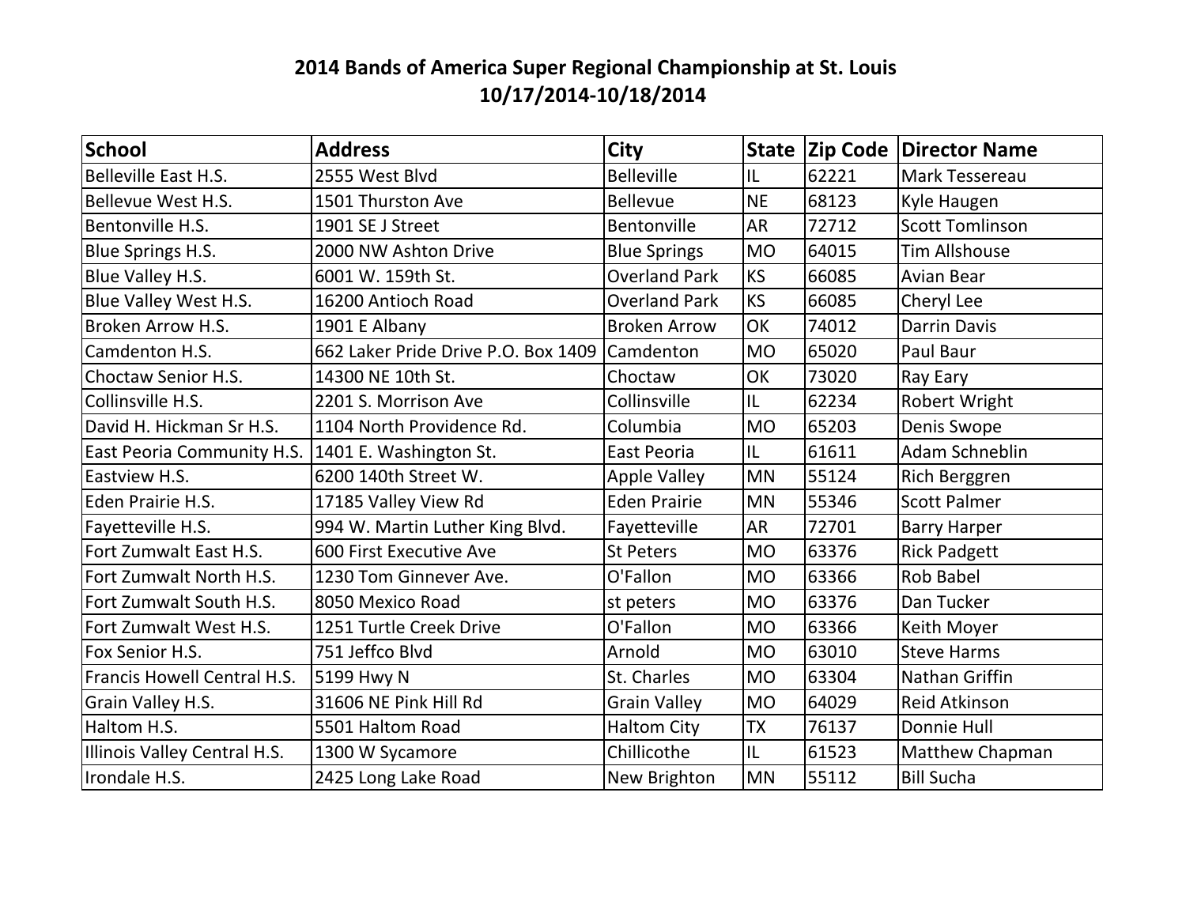# 2014 Bands of America Super Regional Championship at St. Louis
## 10/17/2014-10/18/2014

| School | Address | City | State | Zip Code | Director Name |
|---|---|---|---|---|---|
| Belleville East H.S. | 2555 West Blvd | Belleville | IL | 62221 | Mark Tessereau |
| Bellevue West H.S. | 1501 Thurston Ave | Bellevue | NE | 68123 | Kyle Haugen |
| Bentonville H.S. | 1901 SE J Street | Bentonville | AR | 72712 | Scott Tomlinson |
| Blue Springs H.S. | 2000 NW Ashton Drive | Blue Springs | MO | 64015 | Tim Allshouse |
| Blue Valley H.S. | 6001 W. 159th St. | Overland Park | KS | 66085 | Avian Bear |
| Blue Valley West H.S. | 16200 Antioch Road | Overland Park | KS | 66085 | Cheryl Lee |
| Broken Arrow H.S. | 1901 E Albany | Broken Arrow | OK | 74012 | Darrin Davis |
| Camdenton H.S. | 662 Laker Pride Drive P.O. Box 1409 | Camdenton | MO | 65020 | Paul Baur |
| Choctaw Senior H.S. | 14300 NE 10th St. | Choctaw | OK | 73020 | Ray Eary |
| Collinsville H.S. | 2201 S. Morrison Ave | Collinsville | IL | 62234 | Robert Wright |
| David H. Hickman Sr H.S. | 1104 North Providence Rd. | Columbia | MO | 65203 | Denis Swope |
| East Peoria Community H.S. | 1401 E. Washington St. | East Peoria | IL | 61611 | Adam Schneblin |
| Eastview H.S. | 6200 140th Street W. | Apple Valley | MN | 55124 | Rich Berggren |
| Eden Prairie H.S. | 17185 Valley View Rd | Eden Prairie | MN | 55346 | Scott Palmer |
| Fayetteville H.S. | 994 W. Martin Luther King Blvd. | Fayetteville | AR | 72701 | Barry Harper |
| Fort Zumwalt East H.S. | 600 First Executive Ave | St Peters | MO | 63376 | Rick Padgett |
| Fort Zumwalt North H.S. | 1230 Tom Ginnever Ave. | O'Fallon | MO | 63366 | Rob Babel |
| Fort Zumwalt South H.S. | 8050 Mexico Road | st peters | MO | 63376 | Dan Tucker |
| Fort Zumwalt West H.S. | 1251 Turtle Creek Drive | O'Fallon | MO | 63366 | Keith Moyer |
| Fox Senior H.S. | 751 Jeffco Blvd | Arnold | MO | 63010 | Steve Harms |
| Francis Howell Central H.S. | 5199 Hwy N | St. Charles | MO | 63304 | Nathan Griffin |
| Grain Valley H.S. | 31606 NE Pink Hill Rd | Grain Valley | MO | 64029 | Reid Atkinson |
| Haltom H.S. | 5501 Haltom Road | Haltom City | TX | 76137 | Donnie Hull |
| Illinois Valley Central H.S. | 1300 W Sycamore | Chillicothe | IL | 61523 | Matthew Chapman |
| Irondale H.S. | 2425 Long Lake Road | New Brighton | MN | 55112 | Bill Sucha |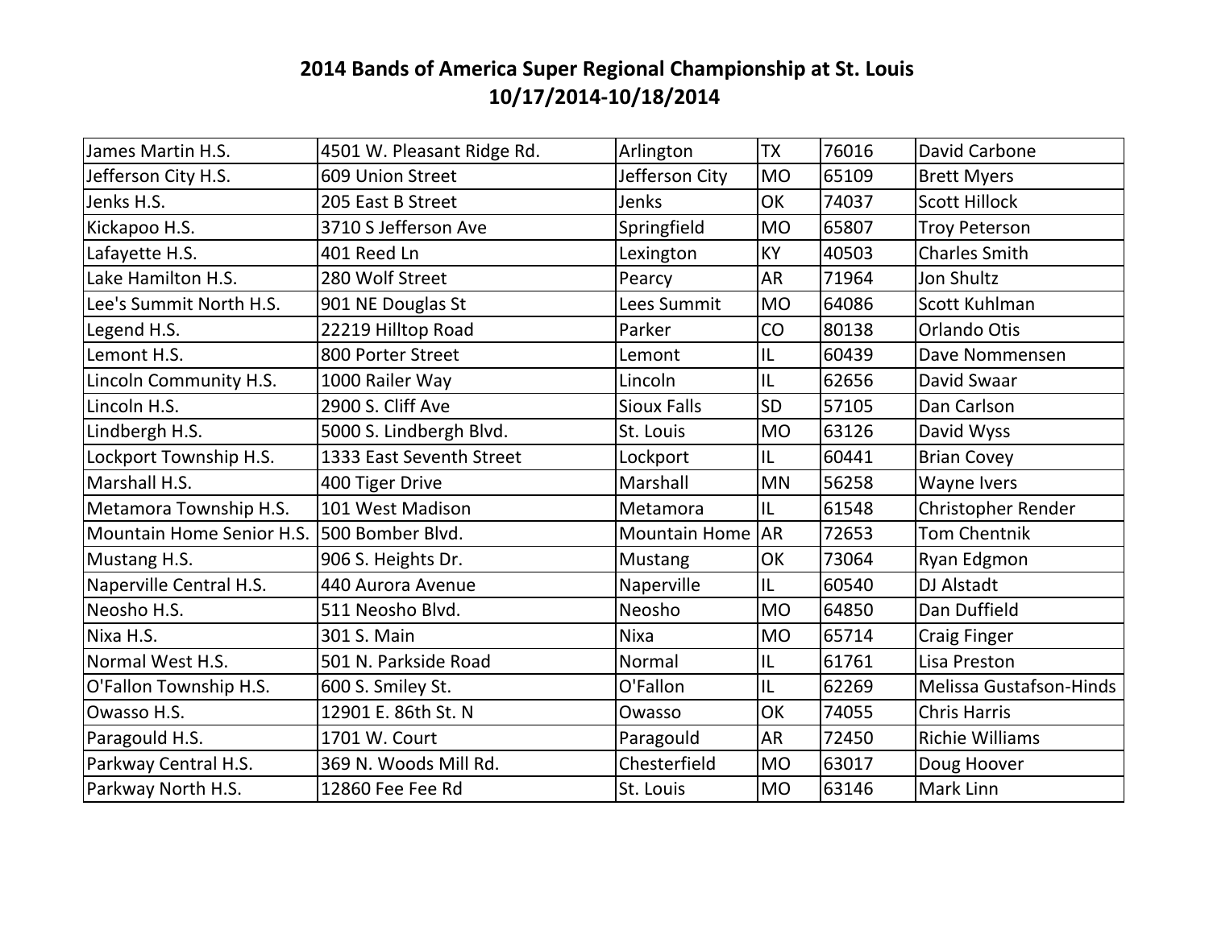# 2014 Bands of America Super Regional Championship at St. Louis
## 10/17/2014-10/18/2014

| | | | | | |
|---|---|---|---|---|---|
| James Martin H.S. | 4501 W. Pleasant Ridge Rd. | Arlington | TX | 76016 | David Carbone |
| Jefferson City H.S. | 609 Union Street | Jefferson City | MO | 65109 | Brett Myers |
| Jenks H.S. | 205 East B Street | Jenks | OK | 74037 | Scott Hillock |
| Kickapoo H.S. | 3710 S Jefferson Ave | Springfield | MO | 65807 | Troy Peterson |
| Lafayette H.S. | 401 Reed Ln | Lexington | KY | 40503 | Charles Smith |
| Lake Hamilton H.S. | 280 Wolf Street | Pearcy | AR | 71964 | Jon Shultz |
| Lee's Summit North H.S. | 901 NE Douglas St | Lees Summit | MO | 64086 | Scott Kuhlman |
| Legend H.S. | 22219 Hilltop Road | Parker | CO | 80138 | Orlando Otis |
| Lemont H.S. | 800 Porter Street | Lemont | IL | 60439 | Dave Nommensen |
| Lincoln Community H.S. | 1000 Railer Way | Lincoln | IL | 62656 | David Swaar |
| Lincoln H.S. | 2900 S. Cliff Ave | Sioux Falls | SD | 57105 | Dan Carlson |
| Lindbergh H.S. | 5000 S. Lindbergh Blvd. | St. Louis | MO | 63126 | David Wyss |
| Lockport Township H.S. | 1333 East Seventh Street | Lockport | IL | 60441 | Brian Covey |
| Marshall H.S. | 400 Tiger Drive | Marshall | MN | 56258 | Wayne Ivers |
| Metamora Township H.S. | 101 West Madison | Metamora | IL | 61548 | Christopher Render |
| Mountain Home Senior H.S. | 500 Bomber Blvd. | Mountain Home | AR | 72653 | Tom Chentnik |
| Mustang H.S. | 906 S. Heights Dr. | Mustang | OK | 73064 | Ryan Edgmon |
| Naperville Central H.S. | 440 Aurora Avenue | Naperville | IL | 60540 | DJ Alstadt |
| Neosho H.S. | 511 Neosho Blvd. | Neosho | MO | 64850 | Dan Duffield |
| Nixa H.S. | 301 S. Main | Nixa | MO | 65714 | Craig Finger |
| Normal West H.S. | 501 N. Parkside Road | Normal | IL | 61761 | Lisa Preston |
| O'Fallon Township H.S. | 600 S. Smiley St. | O'Fallon | IL | 62269 | Melissa Gustafson-Hinds |
| Owasso H.S. | 12901 E. 86th St. N | Owasso | OK | 74055 | Chris Harris |
| Paragould H.S. | 1701 W. Court | Paragould | AR | 72450 | Richie Williams |
| Parkway Central H.S. | 369 N. Woods Mill Rd. | Chesterfield | MO | 63017 | Doug Hoover |
| Parkway North H.S. | 12860 Fee Fee Rd | St. Louis | MO | 63146 | Mark Linn |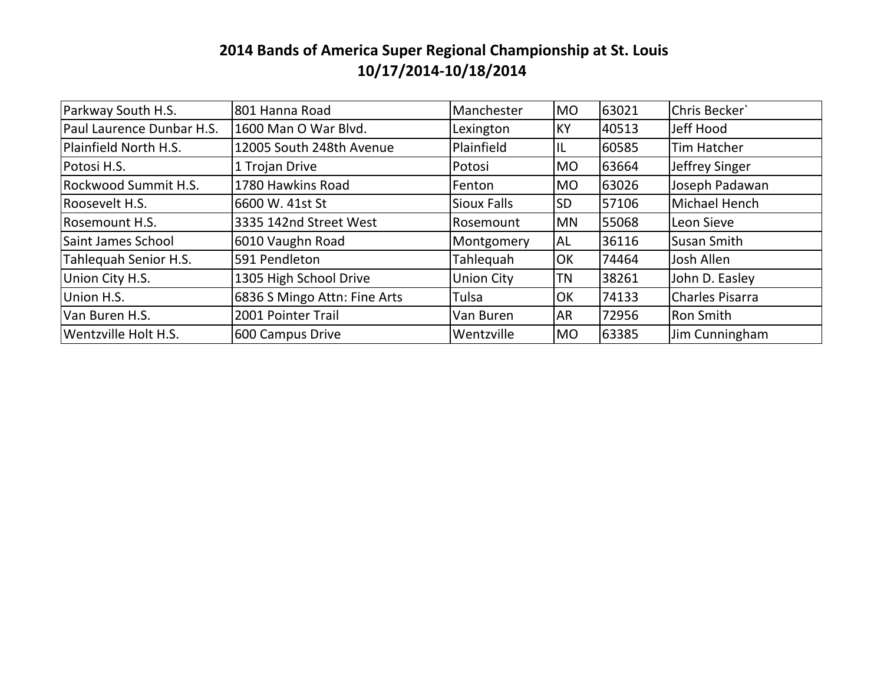**2014 Bands of America Super Regional Championship at St. Louis**
**10/17/2014-10/18/2014**

| | | | | | |
|---|---|---|---|---|---|
| Parkway South H.S. | 801 Hanna Road | Manchester | MO | 63021 | Chris Becker` |
| Paul Laurence Dunbar H.S. | 1600 Man O War Blvd. | Lexington | KY | 40513 | Jeff Hood |
| Plainfield North H.S. | 12005 South 248th Avenue | Plainfield | IL | 60585 | Tim Hatcher |
| Potosi H.S. | 1 Trojan Drive | Potosi | MO | 63664 | Jeffrey Singer |
| Rockwood Summit H.S. | 1780 Hawkins Road | Fenton | MO | 63026 | Joseph Padawan |
| Roosevelt H.S. | 6600 W. 41st St | Sioux Falls | SD | 57106 | Michael Hench |
| Rosemount H.S. | 3335 142nd Street West | Rosemount | MN | 55068 | Leon Sieve |
| Saint James School | 6010 Vaughn Road | Montgomery | AL | 36116 | Susan Smith |
| Tahlequah Senior H.S. | 591 Pendleton | Tahlequah | OK | 74464 | Josh Allen |
| Union City H.S. | 1305 High School Drive | Union City | TN | 38261 | John D. Easley |
| Union H.S. | 6836 S Mingo Attn: Fine Arts | Tulsa | OK | 74133 | Charles Pisarra |
| Van Buren H.S. | 2001 Pointer Trail | Van Buren | AR | 72956 | Ron Smith |
| Wentzville Holt H.S. | 600 Campus Drive | Wentzville | MO | 63385 | Jim Cunningham |